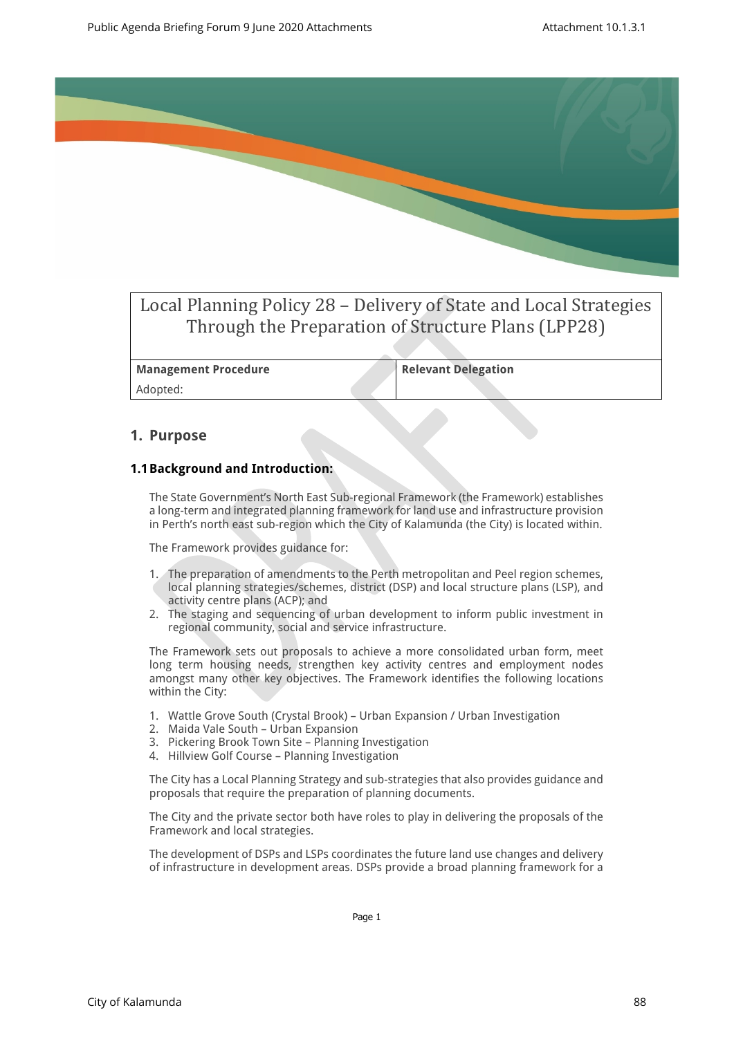# Local Planning Policy 28 – Delivery of State and Local Strategies Through the Preparation of Structure Plans (LPP28)

| Management Procedure | Relevant Delegation |
|---|---|
| Adopted: | |

## 1. Purpose

### 1.1 Background and Introduction:

The State Government's North East Sub-regional Framework (the Framework) establishes a long-term and integrated planning framework for land use and infrastructure provision in Perth's north east sub-region which the City of Kalamunda (the City) is located within.

The Framework provides guidance for:

1. The preparation of amendments to the Perth metropolitan and Peel region schemes, local planning strategies/schemes, district (DSP) and local structure plans (LSP), and activity centre plans (ACP); and
2. The staging and sequencing of urban development to inform public investment in regional community, social and service infrastructure.

The Framework sets out proposals to achieve a more consolidated urban form, meet long term housing needs, strengthen key activity centres and employment nodes amongst many other key objectives. The Framework identifies the following locations within the City:

1. Wattle Grove South (Crystal Brook) – Urban Expansion / Urban Investigation
2. Maida Vale South – Urban Expansion
3. Pickering Brook Town Site – Planning Investigation
4. Hillview Golf Course – Planning Investigation

The City has a Local Planning Strategy and sub-strategies that also provides guidance and proposals that require the preparation of planning documents.

The City and the private sector both have roles to play in delivering the proposals of the Framework and local strategies.

The development of DSPs and LSPs coordinates the future land use changes and delivery of infrastructure in development areas. DSPs provide a broad planning framework for a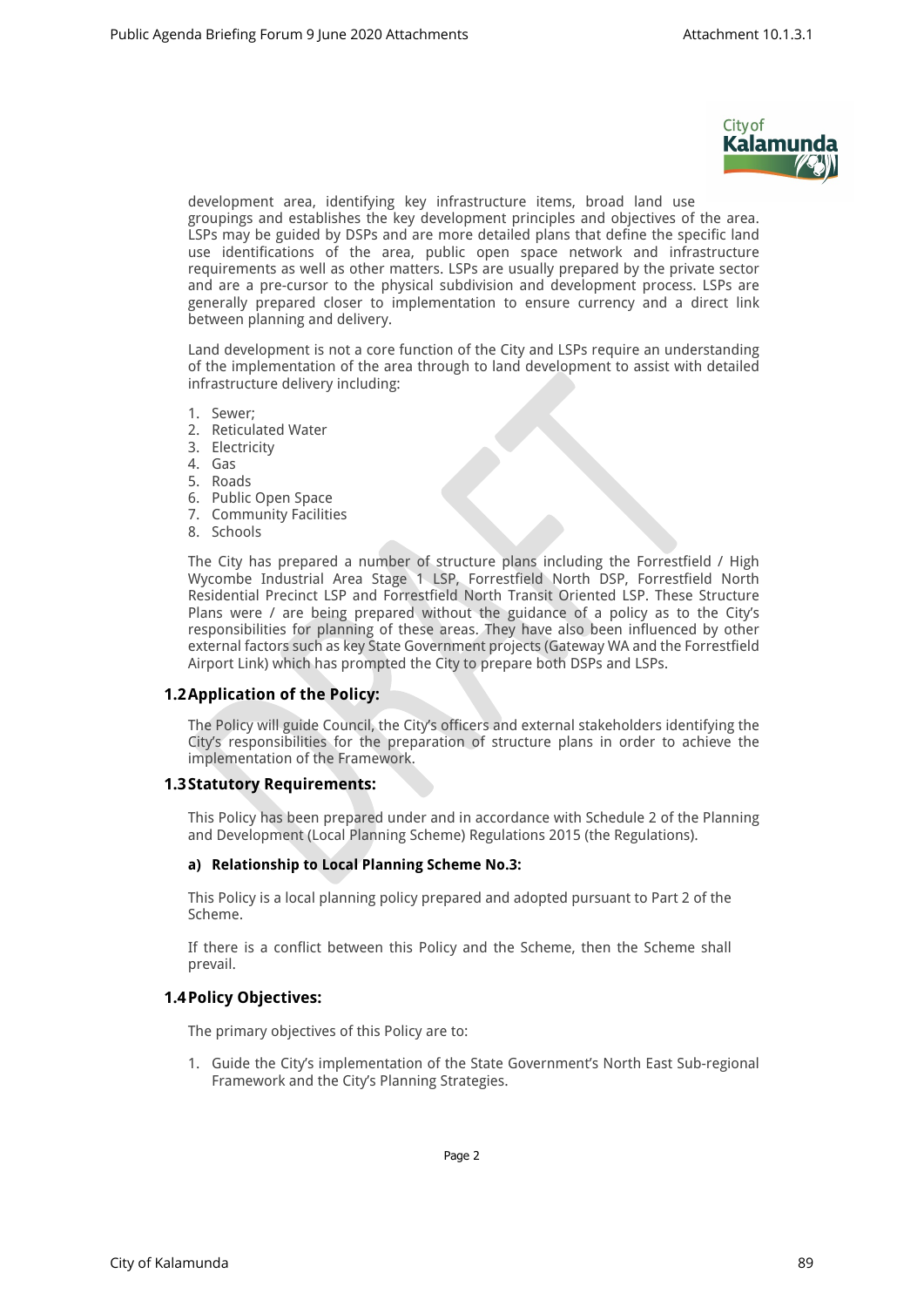development area, identifying key infrastructure items, broad land use groupings and establishes the key development principles and objectives of the area. LSPs may be guided by DSPs and are more detailed plans that define the specific land use identifications of the area, public open space network and infrastructure requirements as well as other matters. LSPs are usually prepared by the private sector and are a pre-cursor to the physical subdivision and development process. LSPs are generally prepared closer to implementation to ensure currency and a direct link between planning and delivery.

Land development is not a core function of the City and LSPs require an understanding of the implementation of the area through to land development to assist with detailed infrastructure delivery including:

1. Sewer;
2. Reticulated Water
3. Electricity
4. Gas
5. Roads
6. Public Open Space
7. Community Facilities
8. Schools

The City has prepared a number of structure plans including the Forrestfield / High Wycombe Industrial Area Stage 1 LSP, Forrestfield North DSP, Forrestfield North Residential Precinct LSP and Forrestfield North Transit Oriented LSP. These Structure Plans were / are being prepared without the guidance of a policy as to the City's responsibilities for planning of these areas. They have also been influenced by other external factors such as key State Government projects (Gateway WA and the Forrestfield Airport Link) which has prompted the City to prepare both DSPs and LSPs.

## 1.2 Application of the Policy:

The Policy will guide Council, the City's officers and external stakeholders identifying the City's responsibilities for the preparation of structure plans in order to achieve the implementation of the Framework.

## 1.3 Statutory Requirements:

This Policy has been prepared under and in accordance with Schedule 2 of the Planning and Development (Local Planning Scheme) Regulations 2015 (the Regulations).

#### a) Relationship to Local Planning Scheme No.3:

This Policy is a local planning policy prepared and adopted pursuant to Part 2 of the Scheme.

If there is a conflict between this Policy and the Scheme, then the Scheme shall prevail.

## 1.4 Policy Objectives:

The primary objectives of this Policy are to:

1. Guide the City's implementation of the State Government's North East Sub-regional Framework and the City's Planning Strategies.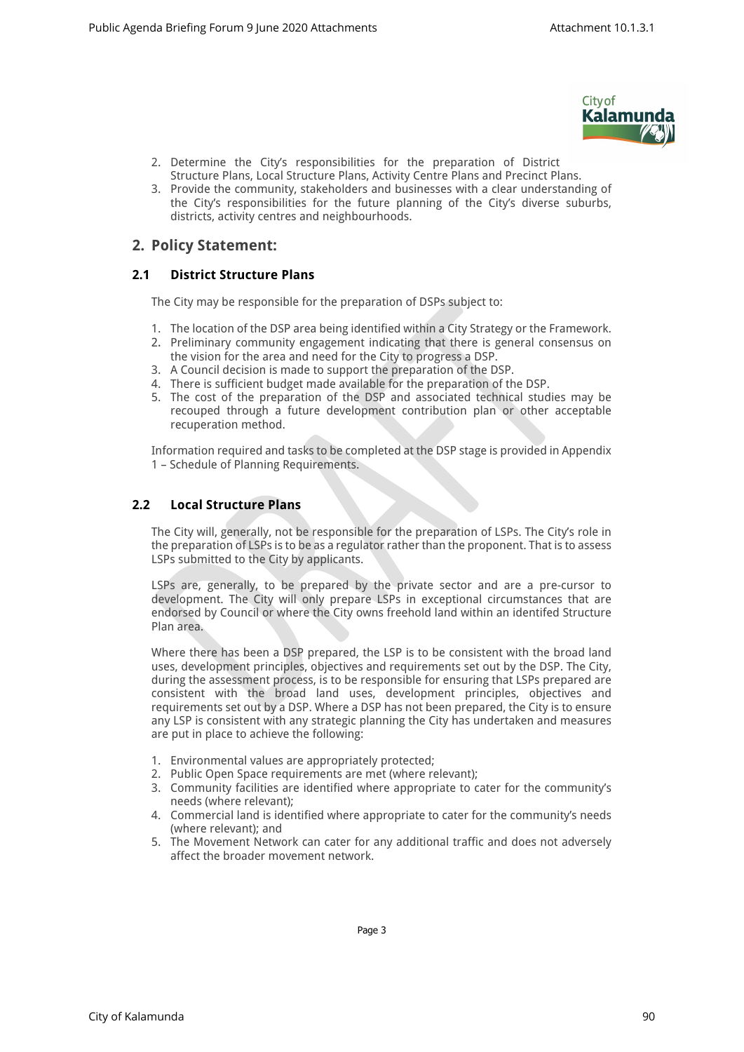2. Determine the City's responsibilities for the preparation of District Structure Plans, Local Structure Plans, Activity Centre Plans and Precinct Plans.
3. Provide the community, stakeholders and businesses with a clear understanding of the City's responsibilities for the future planning of the City's diverse suburbs, districts, activity centres and neighbourhoods.

## 2. Policy Statement:

### 2.1 District Structure Plans

The City may be responsible for the preparation of DSPs subject to:

1. The location of the DSP area being identified within a City Strategy or the Framework.
2. Preliminary community engagement indicating that there is general consensus on the vision for the area and need for the City to progress a DSP.
3. A Council decision is made to support the preparation of the DSP.
4. There is sufficient budget made available for the preparation of the DSP.
5. The cost of the preparation of the DSP and associated technical studies may be recouped through a future development contribution plan or other acceptable recuperation method.

Information required and tasks to be completed at the DSP stage is provided in Appendix 1 – Schedule of Planning Requirements.

### 2.2 Local Structure Plans

The City will, generally, not be responsible for the preparation of LSPs. The City's role in the preparation of LSPs is to be as a regulator rather than the proponent. That is to assess LSPs submitted to the City by applicants.

LSPs are, generally, to be prepared by the private sector and are a pre-cursor to development. The City will only prepare LSPs in exceptional circumstances that are endorsed by Council or where the City owns freehold land within an identifed Structure Plan area.

Where there has been a DSP prepared, the LSP is to be consistent with the broad land uses, development principles, objectives and requirements set out by the DSP. The City, during the assessment process, is to be responsible for ensuring that LSPs prepared are consistent with the broad land uses, development principles, objectives and requirements set out by a DSP. Where a DSP has not been prepared, the City is to ensure any LSP is consistent with any strategic planning the City has undertaken and measures are put in place to achieve the following:

1. Environmental values are appropriately protected;
2. Public Open Space requirements are met (where relevant);
3. Community facilities are identified where appropriate to cater for the community's needs (where relevant);
4. Commercial land is identified where appropriate to cater for the community's needs (where relevant); and
5. The Movement Network can cater for any additional traffic and does not adversely affect the broader movement network.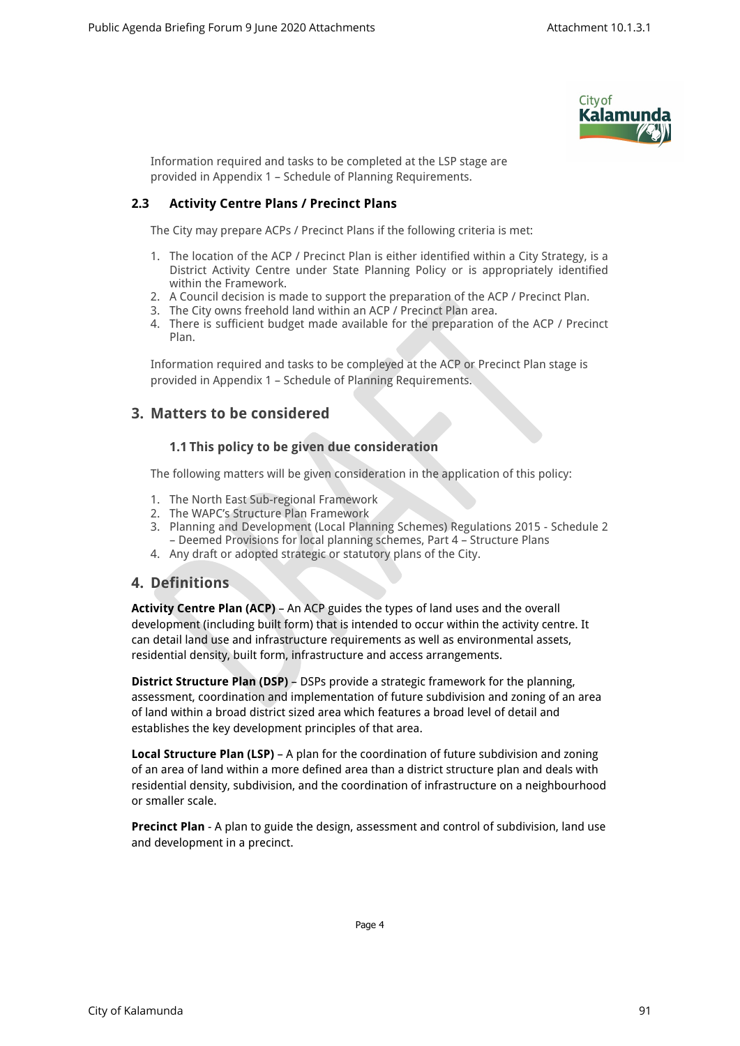Information required and tasks to be completed at the LSP stage are provided in Appendix 1 – Schedule of Planning Requirements.

### 2.3 Activity Centre Plans / Precinct Plans

The City may prepare ACPs / Precinct Plans if the following criteria is met:

1. The location of the ACP / Precinct Plan is either identified within a City Strategy, is a District Activity Centre under State Planning Policy or is appropriately identified within the Framework.
2. A Council decision is made to support the preparation of the ACP / Precinct Plan.
3. The City owns freehold land within an ACP / Precinct Plan area.
4. There is sufficient budget made available for the preparation of the ACP / Precinct Plan.

Information required and tasks to be compleyed at the ACP or Precinct Plan stage is provided in Appendix 1 – Schedule of Planning Requirements.

## 3. Matters to be considered

### 1.1 This policy to be given due consideration

The following matters will be given consideration in the application of this policy:

1. The North East Sub-regional Framework
2. The WAPC's Structure Plan Framework
3. Planning and Development (Local Planning Schemes) Regulations 2015 - Schedule 2 – Deemed Provisions for local planning schemes, Part 4 – Structure Plans
4. Any draft or adopted strategic or statutory plans of the City.

## 4. Definitions

**Activity Centre Plan (ACP)** – An ACP guides the types of land uses and the overall development (including built form) that is intended to occur within the activity centre. It can detail land use and infrastructure requirements as well as environmental assets, residential density, built form, infrastructure and access arrangements.

**District Structure Plan (DSP)** – DSPs provide a strategic framework for the planning, assessment, coordination and implementation of future subdivision and zoning of an area of land within a broad district sized area which features a broad level of detail and establishes the key development principles of that area.

**Local Structure Plan (LSP)** – A plan for the coordination of future subdivision and zoning of an area of land within a more defined area than a district structure plan and deals with residential density, subdivision, and the coordination of infrastructure on a neighbourhood or smaller scale.

**Precinct Plan** - A plan to guide the design, assessment and control of subdivision, land use and development in a precinct.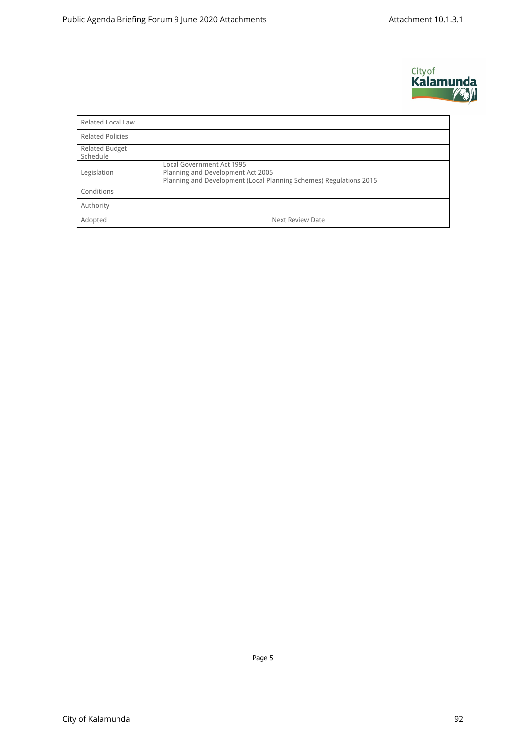| Related Local Law | | | |
| --- | --- | --- | --- |
| Related Policies | | | |
| Related Budget Schedule | | | |
| Legislation | Local Government Act 1995<br>Planning and Development Act 2005<br>Planning and Development (Local Planning Schemes) Regulations 2015 | | |
| Conditions | | | |
| Authority | | | |
| Adopted | | Next Review Date | |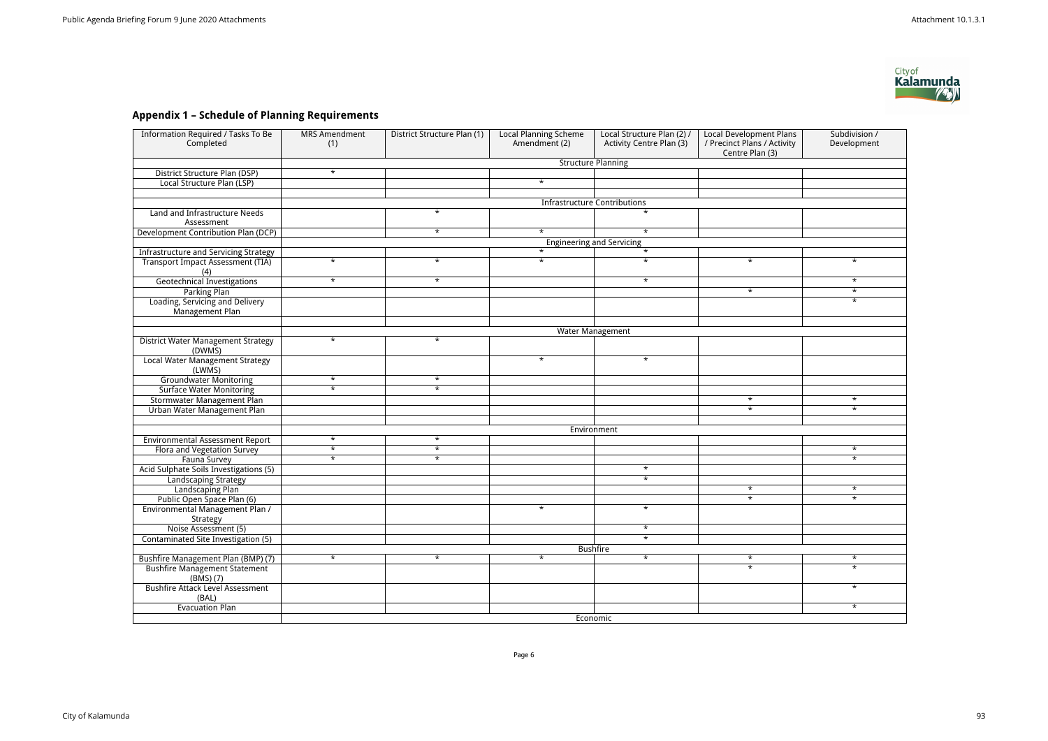## Appendix 1 – Schedule of Planning Requirements

| Information Required / Tasks To Be Completed | MRS Amendment (1) | District Structure Plan (1) | Local Planning Scheme Amendment (2) | Local Structure Plan (2) / Activity Centre Plan (3) | Local Development Plans / Precinct Plans / Activity Centre Plan (3) | Subdivision / Development |
|---|---|---|---|---|---|---|
| | Structure Planning | | | | | |
| District Structure Plan (DSP) | * | | | | | |
| Local Structure Plan (LSP) | | | * | | | |
| | | | | | | |
| | Infrastructure Contributions | | | | | |
| Land and Infrastructure Needs Assessment | | * | | * | | |
| Development Contribution Plan (DCP) | | * | * | * | | |
| | Engineering and Servicing | | | | | |
| Infrastructure and Servicing Strategy | | | * | * | | |
| Transport Impact Assessment (TIA) (4) | * | * | * | * | * | * |
| Geotechnical Investigations | * | * | | * | | * |
| Parking Plan | | | | | * | * |
| Loading, Servicing and Delivery Management Plan | | | | | | * |
| | | | | | | |
| | Water Management | | | | | |
| District Water Management Strategy (DWMS) | * | * | | | | |
| Local Water Management Strategy (LWMS) | | | * | * | | |
| Groundwater Monitoring | * | * | | | | |
| Surface Water Monitoring | * | * | | | | |
| Stormwater Management Plan | | | | | * | * |
| Urban Water Management Plan | | | | | * | * |
| | | | | | | |
| | Environment | | | | | |
| Environmental Assessment Report | * | * | | | | |
| Flora and Vegetation Survey | * | * | | | | * |
| Fauna Survey | * | * | | | | * |
| Acid Sulphate Soils Investigations (5) | | | | * | | |
| Landscaping Strategy | | | | * | | |
| Landscaping Plan | | | | | * | * |
| Public Open Space Plan (6) | | | | | * | * |
| Environmental Management Plan / Strategy | | | * | * | | |
| Noise Assessment (5) | | | | * | | |
| Contaminated Site Investigation (5) | | | | * | | |
| | Bushfire | | | | | |
| Bushfire Management Plan (BMP) (7) | * | * | * | * | * | * |
| Bushfire Management Statement (BMS) (7) | | | | | * | * |
| Bushfire Attack Level Assessment (BAL) | | | | | | * |
| Evacuation Plan | | | | | | * |
| | Economic | | | | | |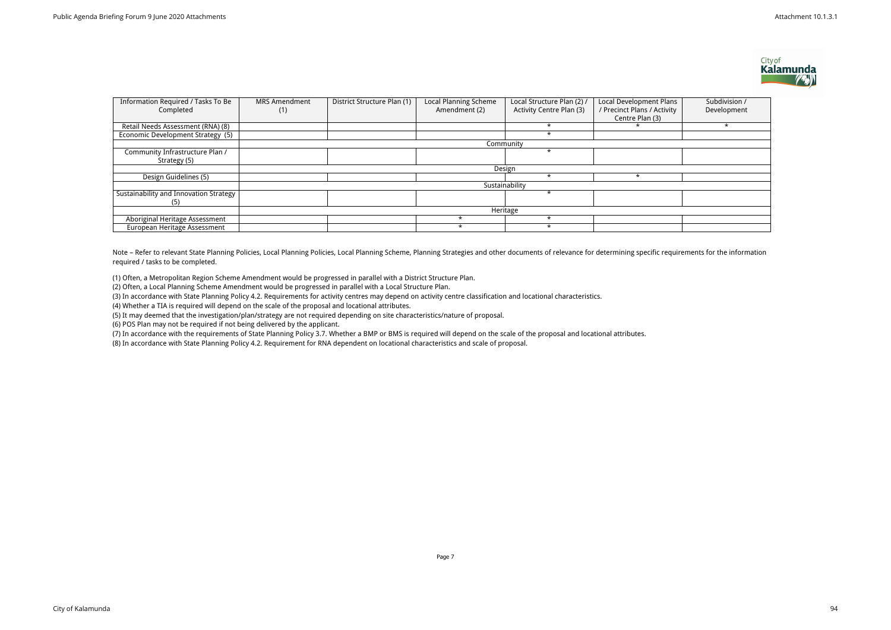| Information Required / Tasks To Be Completed | MRS Amendment (1) | District Structure Plan (1) | Local Planning Scheme Amendment (2) | Local Structure Plan (2) / Activity Centre Plan (3) | Local Development Plans / Precinct Plans / Activity Centre Plan (3) | Subdivision / Development |
|---|---|---|---|---|---|---|
| Retail Needs Assessment (RNA) (8) | | | | * | * | * |
| Economic Development Strategy (5) | | | | * | | |
| | Community | | | | | |
| Community Infrastructure Plan / Strategy (5) | | | | * | | |
| | Design | | | | | |
| Design Guidelines (5) | | | | * | * | |
| | Sustainability | | | | | |
| Sustainability and Innovation Strategy (5) | | | | * | | |
| | Heritage | | | | | |
| Aboriginal Heritage Assessment | | | * | * | | |
| European Heritage Assessment | | | * | * | | |

Note – Refer to relevant State Planning Policies, Local Planning Policies, Local Planning Scheme, Planning Strategies and other documents of relevance for determining specific requirements for the information required / tasks to be completed.

(1) Often, a Metropolitan Region Scheme Amendment would be progressed in parallel with a District Structure Plan.

(2) Often, a Local Planning Scheme Amendment would be progressed in parallel with a Local Structure Plan.

(3) In accordance with State Planning Policy 4.2. Requirements for activity centres may depend on activity centre classification and locational characteristics.

(4) Whether a TIA is required will depend on the scale of the proposal and locational attributes.

(5) It may deemed that the investigation/plan/strategy are not required depending on site characteristics/nature of proposal.

(6) POS Plan may not be required if not being delivered by the applicant.

(7) In accordance with the requirements of State Planning Policy 3.7. Whether a BMP or BMS is required will depend on the scale of the proposal and locational attributes.

(8) In accordance with State Planning Policy 4.2. Requirement for RNA dependent on locational characteristics and scale of proposal.